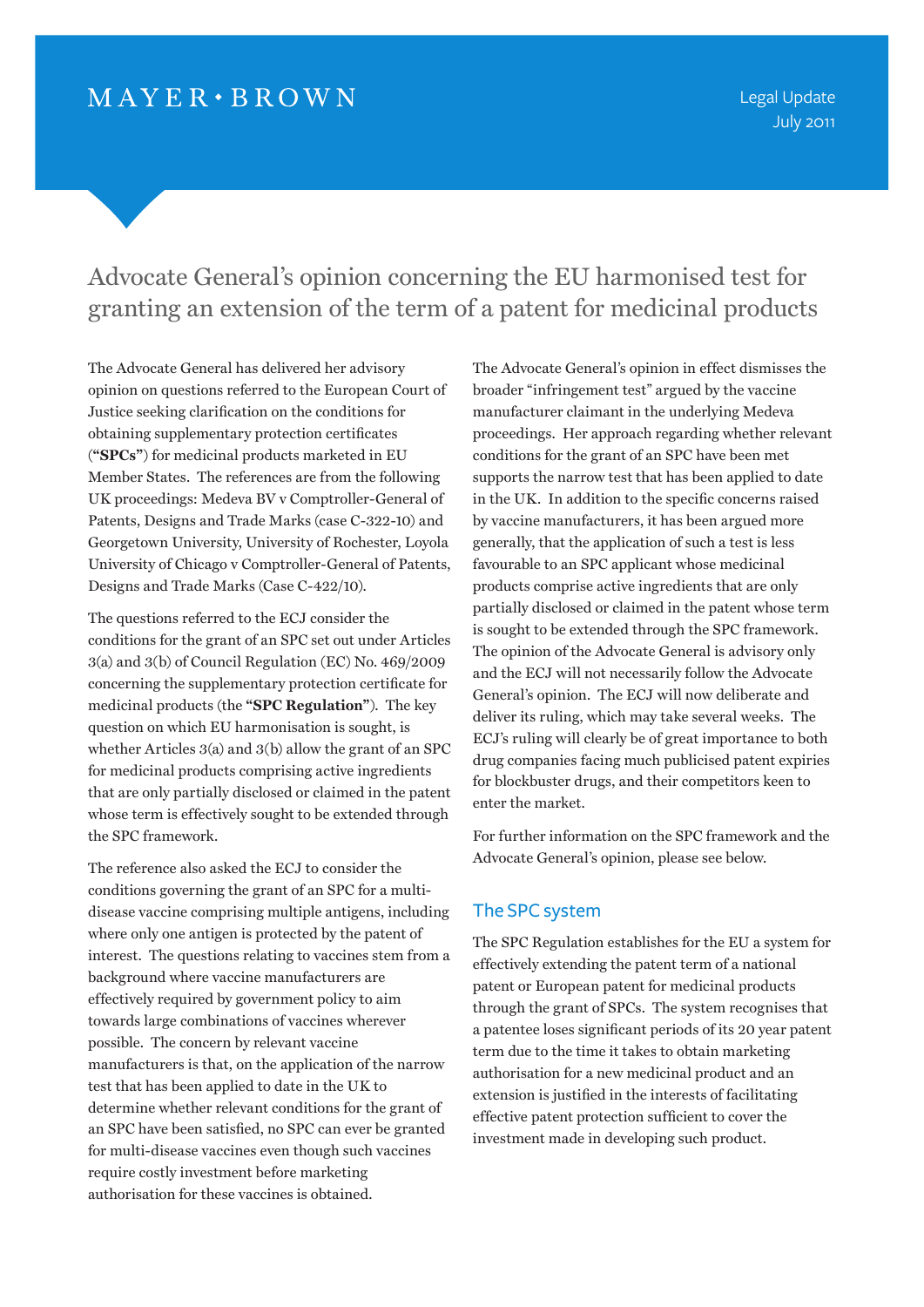MAYER • BROWN

Legal Update
July 2011

# Advocate General's opinion concerning the EU harmonised test for granting an extension of the term of a patent for medicinal products

The Advocate General has delivered her advisory opinion on questions referred to the European Court of Justice seeking clarification on the conditions for obtaining supplementary protection certificates (**"SPCs"**) for medicinal products marketed in EU Member States. The references are from the following UK proceedings: Medeva BV v Comptroller-General of Patents, Designs and Trade Marks (case C-322-10) and Georgetown University, University of Rochester, Loyola University of Chicago v Comptroller-General of Patents, Designs and Trade Marks (Case C-422/10).

The questions referred to the ECJ consider the conditions for the grant of an SPC set out under Articles 3(a) and 3(b) of Council Regulation (EC) No. 469/2009 concerning the supplementary protection certificate for medicinal products (the **"SPC Regulation"**). The key question on which EU harmonisation is sought, is whether Articles 3(a) and 3(b) allow the grant of an SPC for medicinal products comprising active ingredients that are only partially disclosed or claimed in the patent whose term is effectively sought to be extended through the SPC framework.

The reference also asked the ECJ to consider the conditions governing the grant of an SPC for a multi-disease vaccine comprising multiple antigens, including where only one antigen is protected by the patent of interest. The questions relating to vaccines stem from a background where vaccine manufacturers are effectively required by government policy to aim towards large combinations of vaccines wherever possible. The concern by relevant vaccine manufacturers is that, on the application of the narrow test that has been applied to date in the UK to determine whether relevant conditions for the grant of an SPC have been satisfied, no SPC can ever be granted for multi-disease vaccines even though such vaccines require costly investment before marketing authorisation for these vaccines is obtained.

The Advocate General's opinion in effect dismisses the broader "infringement test" argued by the vaccine manufacturer claimant in the underlying Medeva proceedings. Her approach regarding whether relevant conditions for the grant of an SPC have been met supports the narrow test that has been applied to date in the UK. In addition to the specific concerns raised by vaccine manufacturers, it has been argued more generally, that the application of such a test is less favourable to an SPC applicant whose medicinal products comprise active ingredients that are only partially disclosed or claimed in the patent whose term is sought to be extended through the SPC framework. The opinion of the Advocate General is advisory only and the ECJ will not necessarily follow the Advocate General's opinion. The ECJ will now deliberate and deliver its ruling, which may take several weeks. The ECJ's ruling will clearly be of great importance to both drug companies facing much publicised patent expiries for blockbuster drugs, and their competitors keen to enter the market.

For further information on the SPC framework and the Advocate General's opinion, please see below.

## The SPC system

The SPC Regulation establishes for the EU a system for effectively extending the patent term of a national patent or European patent for medicinal products through the grant of SPCs. The system recognises that a patentee loses significant periods of its 20 year patent term due to the time it takes to obtain marketing authorisation for a new medicinal product and an extension is justified in the interests of facilitating effective patent protection sufficient to cover the investment made in developing such product.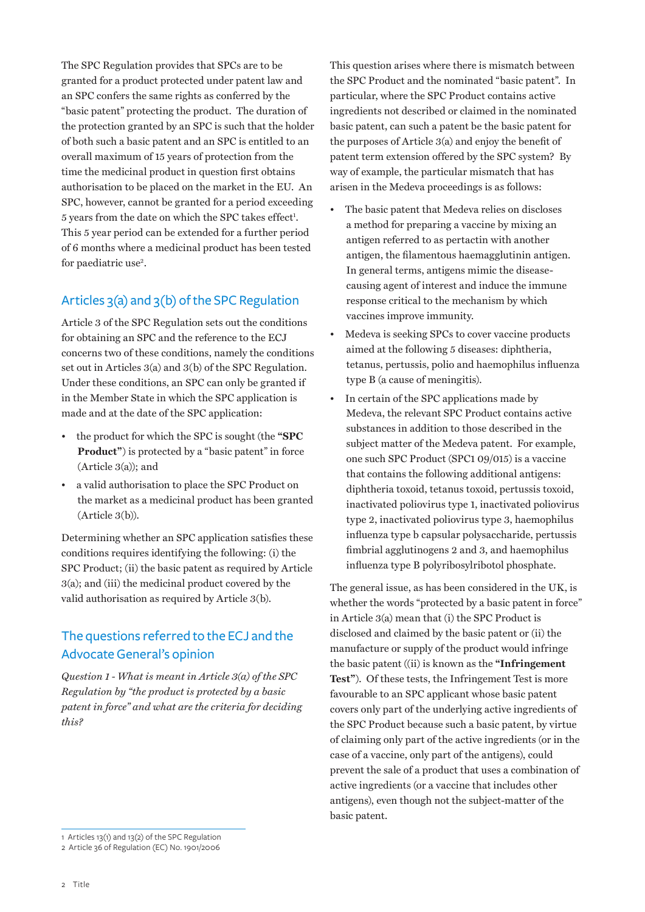The SPC Regulation provides that SPCs are to be granted for a product protected under patent law and an SPC confers the same rights as conferred by the "basic patent" protecting the product. The duration of the protection granted by an SPC is such that the holder of both such a basic patent and an SPC is entitled to an overall maximum of 15 years of protection from the time the medicinal product in question first obtains authorisation to be placed on the market in the EU. An SPC, however, cannot be granted for a period exceeding 5 years from the date on which the SPC takes effect[1]. This 5 year period can be extended for a further period of 6 months where a medicinal product has been tested for paediatric use[2].

## Articles 3(a) and 3(b) of the SPC Regulation

Article 3 of the SPC Regulation sets out the conditions for obtaining an SPC and the reference to the ECJ concerns two of these conditions, namely the conditions set out in Articles 3(a) and 3(b) of the SPC Regulation. Under these conditions, an SPC can only be granted if in the Member State in which the SPC application is made and at the date of the SPC application:

- the product for which the SPC is sought (the **"SPC Product"**) is protected by a "basic patent" in force (Article 3(a)); and
- a valid authorisation to place the SPC Product on the market as a medicinal product has been granted (Article 3(b)).

Determining whether an SPC application satisfies these conditions requires identifying the following: (i) the SPC Product; (ii) the basic patent as required by Article 3(a); and (iii) the medicinal product covered by the valid authorisation as required by Article 3(b).

## The questions referred to the ECJ and the Advocate General's opinion

*Question 1 - What is meant in Article 3(a) of the SPC Regulation by "the product is protected by a basic patent in force" and what are the criteria for deciding this?*

This question arises where there is mismatch between the SPC Product and the nominated "basic patent". In particular, where the SPC Product contains active ingredients not described or claimed in the nominated basic patent, can such a patent be the basic patent for the purposes of Article 3(a) and enjoy the benefit of patent term extension offered by the SPC system? By way of example, the particular mismatch that has arisen in the Medeva proceedings is as follows:

- The basic patent that Medeva relies on discloses a method for preparing a vaccine by mixing an antigen referred to as pertactin with another antigen, the filamentous haemagglutinin antigen. In general terms, antigens mimic the disease-causing agent of interest and induce the immune response critical to the mechanism by which vaccines improve immunity.
- Medeva is seeking SPCs to cover vaccine products aimed at the following 5 diseases: diphtheria, tetanus, pertussis, polio and haemophilus influenza type B (a cause of meningitis).
- In certain of the SPC applications made by Medeva, the relevant SPC Product contains active substances in addition to those described in the subject matter of the Medeva patent. For example, one such SPC Product (SPC1 09/015) is a vaccine that contains the following additional antigens: diphtheria toxoid, tetanus toxoid, pertussis toxoid, inactivated poliovirus type 1, inactivated poliovirus type 2, inactivated poliovirus type 3, haemophilus influenza type b capsular polysaccharide, pertussis fimbrial agglutinogens 2 and 3, and haemophilus influenza type B polyribosylribotol phosphate.

The general issue, as has been considered in the UK, is whether the words "protected by a basic patent in force" in Article 3(a) mean that (i) the SPC Product is disclosed and claimed by the basic patent or (ii) the manufacture or supply of the product would infringe the basic patent ((ii) is known as the **"Infringement Test"**). Of these tests, the Infringement Test is more favourable to an SPC applicant whose basic patent covers only part of the underlying active ingredients of the SPC Product because such a basic patent, by virtue of claiming only part of the active ingredients (or in the case of a vaccine, only part of the antigens), could prevent the sale of a product that uses a combination of active ingredients (or a vaccine that includes other antigens), even though not the subject-matter of the basic patent.

---

1 Articles 13(1) and 13(2) of the SPC Regulation

2 Article 36 of Regulation (EC) No. 1901/2006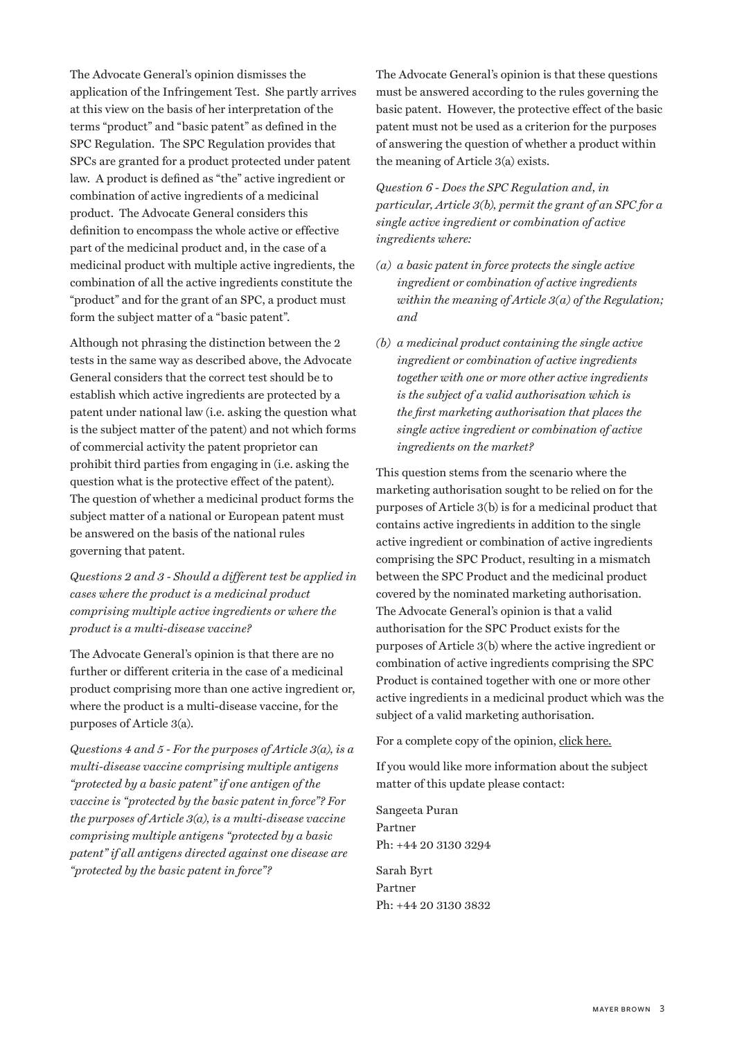The Advocate General's opinion dismisses the application of the Infringement Test. She partly arrives at this view on the basis of her interpretation of the terms "product" and "basic patent" as defined in the SPC Regulation. The SPC Regulation provides that SPCs are granted for a product protected under patent law. A product is defined as "the" active ingredient or combination of active ingredients of a medicinal product. The Advocate General considers this definition to encompass the whole active or effective part of the medicinal product and, in the case of a medicinal product with multiple active ingredients, the combination of all the active ingredients constitute the "product" and for the grant of an SPC, a product must form the subject matter of a "basic patent".

Although not phrasing the distinction between the 2 tests in the same way as described above, the Advocate General considers that the correct test should be to establish which active ingredients are protected by a patent under national law (i.e. asking the question what is the subject matter of the patent) and not which forms of commercial activity the patent proprietor can prohibit third parties from engaging in (i.e. asking the question what is the protective effect of the patent). The question of whether a medicinal product forms the subject matter of a national or European patent must be answered on the basis of the national rules governing that patent.

*Questions 2 and 3 - Should a different test be applied in cases where the product is a medicinal product comprising multiple active ingredients or where the product is a multi-disease vaccine?*

The Advocate General's opinion is that there are no further or different criteria in the case of a medicinal product comprising more than one active ingredient or, where the product is a multi-disease vaccine, for the purposes of Article 3(a).

*Questions 4 and 5 - For the purposes of Article 3(a), is a multi-disease vaccine comprising multiple antigens "protected by a basic patent" if one antigen of the vaccine is "protected by the basic patent in force"? For the purposes of Article 3(a), is a multi-disease vaccine comprising multiple antigens "protected by a basic patent" if all antigens directed against one disease are "protected by the basic patent in force"?*

The Advocate General's opinion is that these questions must be answered according to the rules governing the basic patent. However, the protective effect of the basic patent must not be used as a criterion for the purposes of answering the question of whether a product within the meaning of Article 3(a) exists.

*Question 6 - Does the SPC Regulation and, in particular, Article 3(b), permit the grant of an SPC for a single active ingredient or combination of active ingredients where:*

*(a) a basic patent in force protects the single active ingredient or combination of active ingredients within the meaning of Article 3(a) of the Regulation; and*

*(b) a medicinal product containing the single active ingredient or combination of active ingredients together with one or more other active ingredients is the subject of a valid authorisation which is the first marketing authorisation that places the single active ingredient or combination of active ingredients on the market?*

This question stems from the scenario where the marketing authorisation sought to be relied on for the purposes of Article 3(b) is for a medicinal product that contains active ingredients in addition to the single active ingredient or combination of active ingredients comprising the SPC Product, resulting in a mismatch between the SPC Product and the medicinal product covered by the nominated marketing authorisation. The Advocate General's opinion is that a valid authorisation for the SPC Product exists for the purposes of Article 3(b) where the active ingredient or combination of active ingredients comprising the SPC Product is contained together with one or more other active ingredients in a medicinal product which was the subject of a valid marketing authorisation.

For a complete copy of the opinion, click here.

If you would like more information about the subject matter of this update please contact:

Sangeeta Puran
Partner
Ph: +44 20 3130 3294

Sarah Byrt
Partner
Ph: +44 20 3130 3832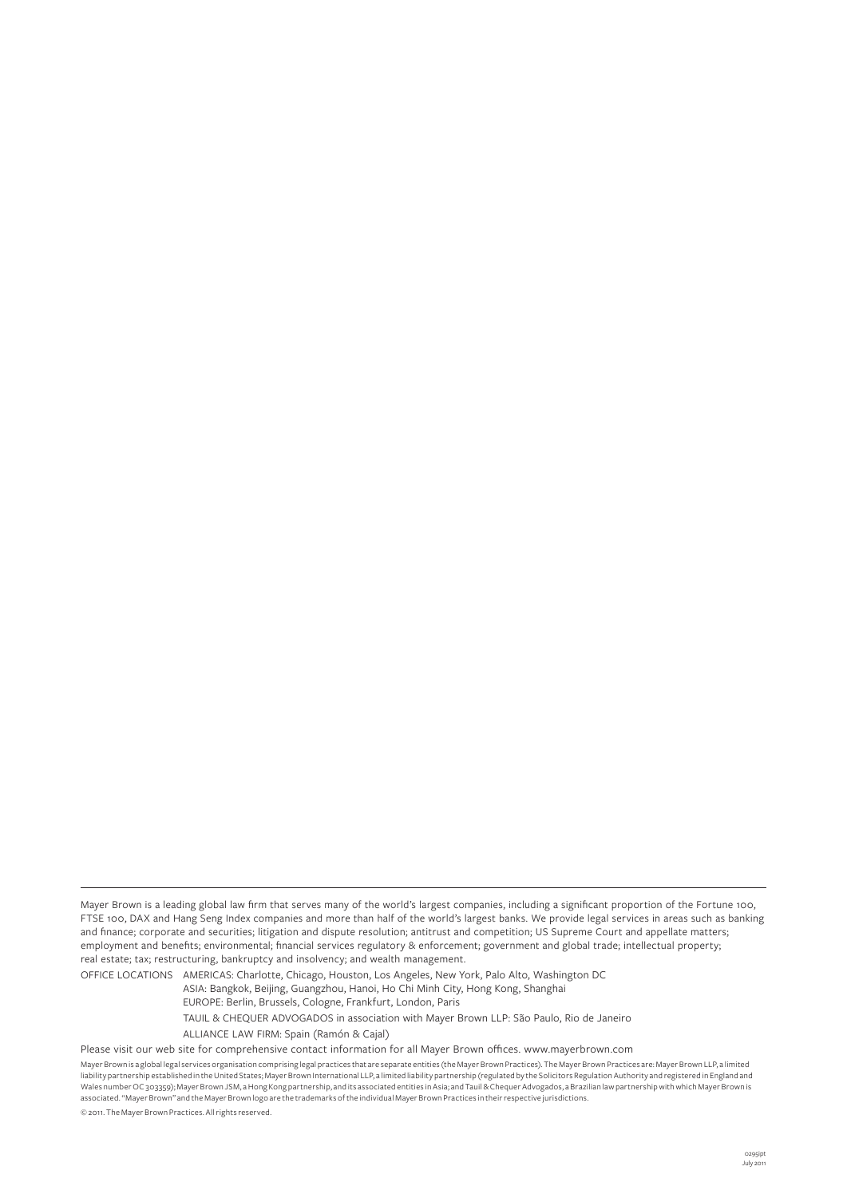Mayer Brown is a leading global law firm that serves many of the world's largest companies, including a significant proportion of the Fortune 100, FTSE 100, DAX and Hang Seng Index companies and more than half of the world's largest banks. We provide legal services in areas such as banking and finance; corporate and securities; litigation and dispute resolution; antitrust and competition; US Supreme Court and appellate matters; employment and benefits; environmental; financial services regulatory & enforcement; government and global trade; intellectual property; real estate; tax; restructuring, bankruptcy and insolvency; and wealth management.

OFFICE LOCATIONS AMERICAS: Charlotte, Chicago, Houston, Los Angeles, New York, Palo Alto, Washington DC
ASIA: Bangkok, Beijing, Guangzhou, Hanoi, Ho Chi Minh City, Hong Kong, Shanghai
EUROPE: Berlin, Brussels, Cologne, Frankfurt, London, Paris
TAUIL & CHEQUER ADVOGADOS in association with Mayer Brown LLP: São Paulo, Rio de Janeiro
ALLIANCE LAW FIRM: Spain (Ramón & Cajal)

Please visit our web site for comprehensive contact information for all Mayer Brown offices. www.mayerbrown.com

Mayer Brown is a global legal services organisation comprising legal practices that are separate entities (the Mayer Brown Practices). The Mayer Brown Practices are: Mayer Brown LLP, a limited liability partnership established in the United States; Mayer Brown International LLP, a limited liability partnership (regulated by the Solicitors Regulation Authority and registered in England and Wales number OC 303359); Mayer Brown JSM, a Hong Kong partnership, and its associated entities in Asia; and Tauil & Chequer Advogados, a Brazilian law partnership with which Mayer Brown is associated. "Mayer Brown" and the Mayer Brown logo are the trademarks of the individual Mayer Brown Practices in their respective jurisdictions.

© 2011. The Mayer Brown Practices. All rights reserved.

0295ipt
July 2011